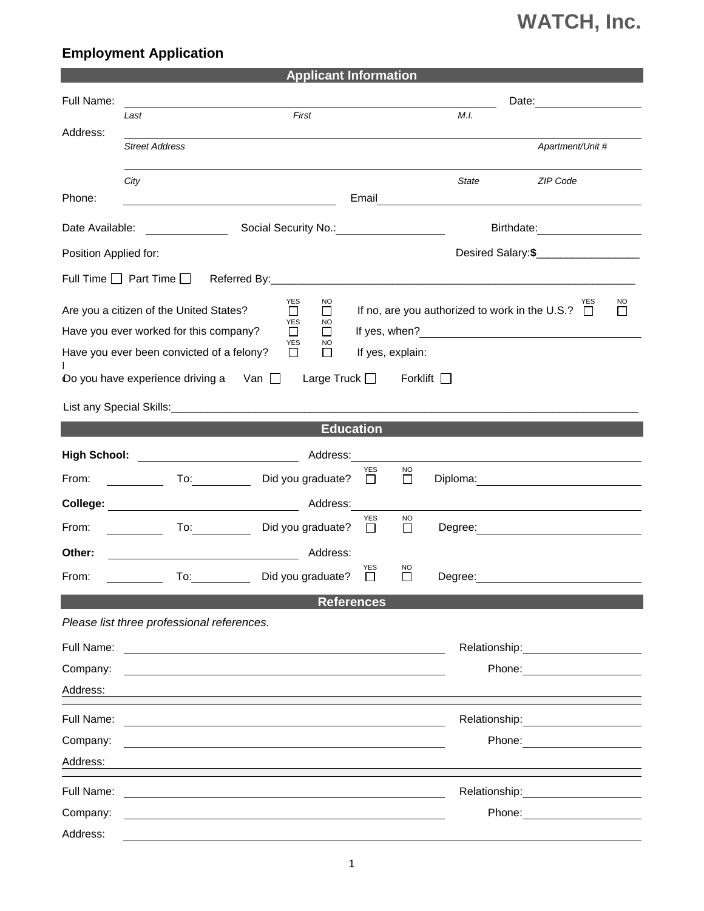# WATCH, Inc.

## Employment Application

### Applicant Information

Full Name: ______________________________ Date: ____________

*Last* *First* *M.I.*

Address: ______________________________

*Street Address* *Apartment/Unit #*

______________________________

*City* *State* *ZIP Code*

Phone: ____________ Email ____________

Date Available: ____________ Social Security No.: ____________ Birthdate: ____________

Position Applied for: Desired Salary: **$**_________________

Full Time ☐ Part Time ☐ Referred By: ____________________________________________

Are you a citizen of the United States? YES ☐ NO ☐ If no, are you authorized to work in the U.S.? YES ☐ NO ☐

Have you ever worked for this company? YES ☐ NO ☐ If yes, when? ____________

Have you ever been convicted of a felony? YES ☐ NO ☐ If yes, explain:

Do you have experience driving a Van ☐ Large Truck ☐ Forklift ☐

List any Special Skills: ____________________________________________

### Education

**High School:** ____________ Address: ____________

From: ________ To: ________ Did you graduate? YES ☐ NO ☐ Diploma: ____________

**College:** ____________ Address: ____________

From: ________ To: ________ Did you graduate? YES ☐ NO ☐ Degree: ____________

**Other:** ____________ Address:

From: ________ To: ________ Did you graduate? YES ☐ NO ☐ Degree: ____________

### References

*Please list three professional references.*

Full Name: ____________ Relationship: ____________

Company: ____________ Phone: ____________

Address: ____________

Full Name: ____________ Relationship: ____________

Company: ____________ Phone: ____________

Address: ____________

Full Name: ____________ Relationship: ____________

Company: ____________ Phone: ____________

Address: ____________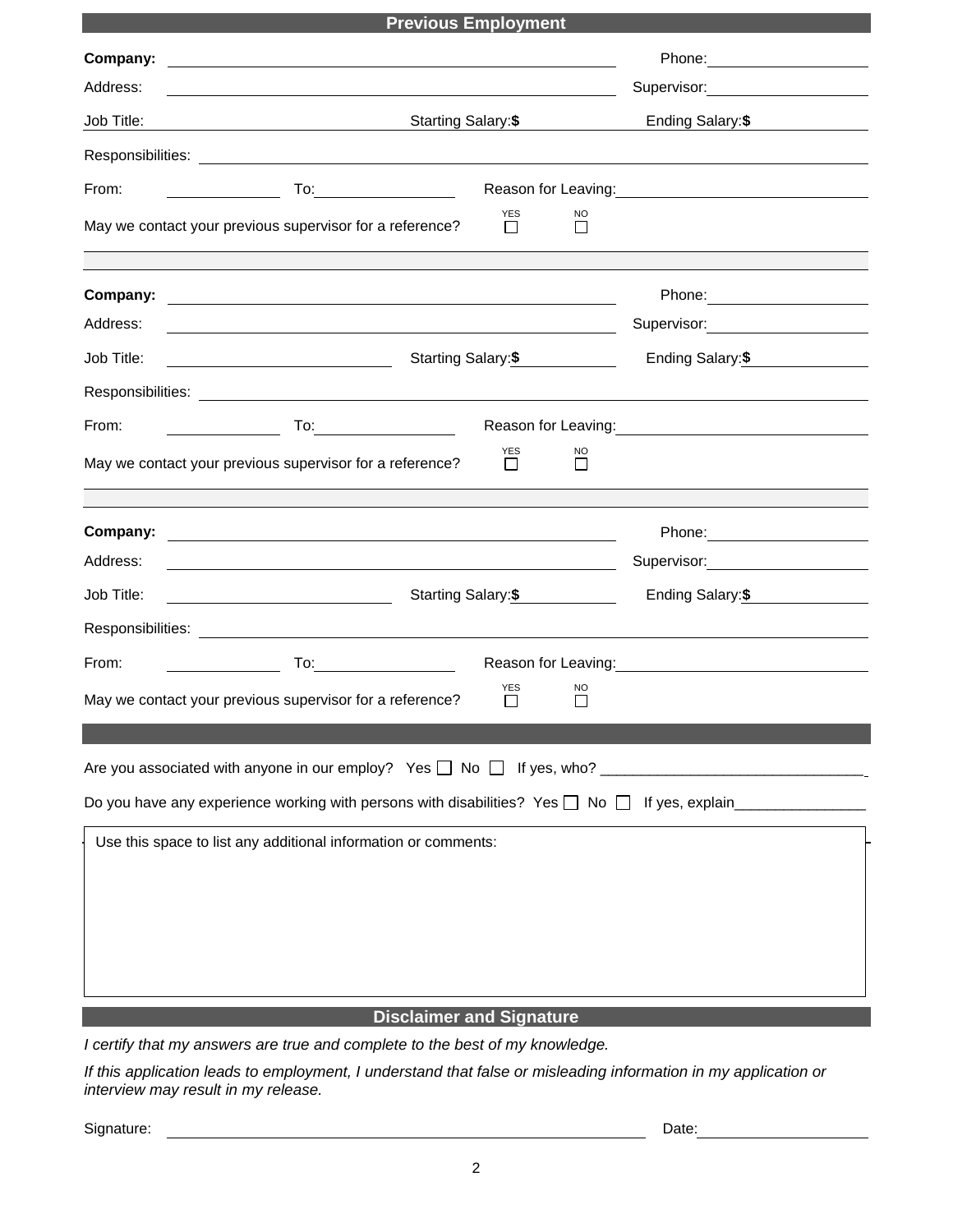## Previous Employment

**Company:** ______________________________ Phone: ______________

Address: ______________________________ Supervisor: ______________

Job Title: ______________ Starting Salary: **$** ______________ Ending Salary: **$** ______________

Responsibilities: ______________________________

From: ______________ To: ______________ Reason for Leaving: ______________

May we contact your previous supervisor for a reference? YES ☐ NO ☐

**Company:** ______________________________ Phone: ______________

Address: ______________________________ Supervisor: ______________

Job Title: ______________ Starting Salary: **$** ______________ Ending Salary: **$** ______________

Responsibilities: ______________________________

From: ______________ To: ______________ Reason for Leaving: ______________

May we contact your previous supervisor for a reference? YES ☐ NO ☐

**Company:** ______________________________ Phone: ______________

Address: ______________________________ Supervisor: ______________

Job Title: ______________ Starting Salary: **$** ______________ Ending Salary: **$** ______________

Responsibilities: ______________________________

From: ______________ To: ______________ Reason for Leaving: ______________

May we contact your previous supervisor for a reference? YES ☐ NO ☐

Are you associated with anyone in our employ? Yes ☐ No ☐ If yes, who? ________________________________

Do you have any experience working with persons with disabilities? Yes ☐ No ☐ If yes, explain________________

Use this space to list any additional information or comments:

## Disclaimer and Signature

*I certify that my answers are true and complete to the best of my knowledge.*

*If this application leads to employment, I understand that false or misleading information in my application or interview may result in my release.*

Signature: ______________________________ Date: ______________